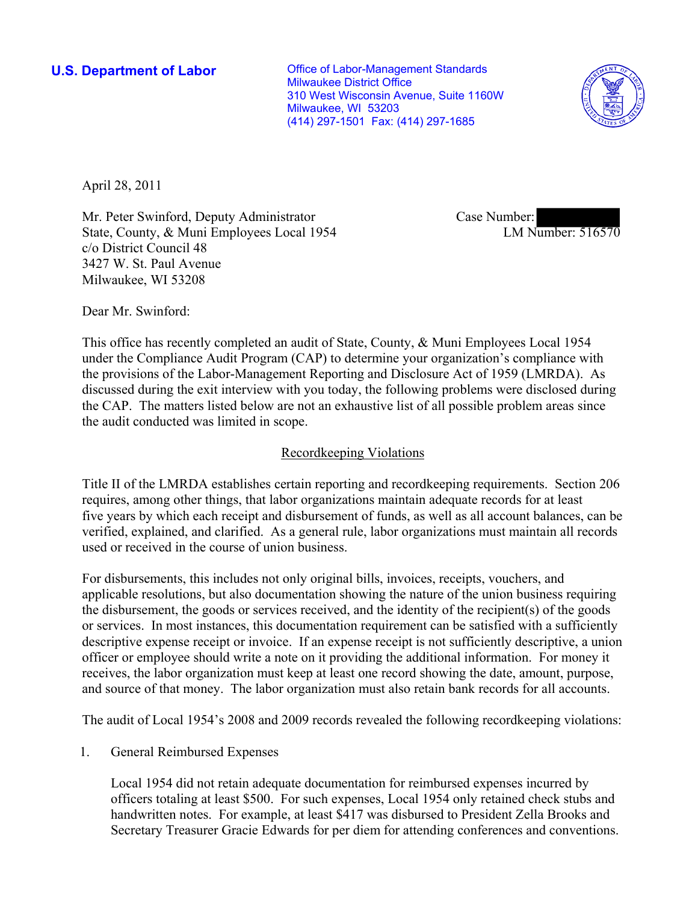**U.S. Department of Labor**

Office of Labor-Management Standards
Milwaukee District Office
310 West Wisconsin Avenue, Suite 1160W
Milwaukee, WI 53203
(414) 297-1501 Fax: (414) 297-1685

April 28, 2011

Mr. Peter Swinford, Deputy Administrator
State, County, & Muni Employees Local 1954
c/o District Council 48
3427 W. St. Paul Avenue
Milwaukee, WI 53208

Case Number:
LM Number: 516570

Dear Mr. Swinford:

This office has recently completed an audit of State, County, & Muni Employees Local 1954 under the Compliance Audit Program (CAP) to determine your organization's compliance with the provisions of the Labor-Management Reporting and Disclosure Act of 1959 (LMRDA). As discussed during the exit interview with you today, the following problems were disclosed during the CAP. The matters listed below are not an exhaustive list of all possible problem areas since the audit conducted was limited in scope.

## Recordkeeping Violations

Title II of the LMRDA establishes certain reporting and recordkeeping requirements. Section 206 requires, among other things, that labor organizations maintain adequate records for at least five years by which each receipt and disbursement of funds, as well as all account balances, can be verified, explained, and clarified. As a general rule, labor organizations must maintain all records used or received in the course of union business.

For disbursements, this includes not only original bills, invoices, receipts, vouchers, and applicable resolutions, but also documentation showing the nature of the union business requiring the disbursement, the goods or services received, and the identity of the recipient(s) of the goods or services. In most instances, this documentation requirement can be satisfied with a sufficiently descriptive expense receipt or invoice. If an expense receipt is not sufficiently descriptive, a union officer or employee should write a note on it providing the additional information. For money it receives, the labor organization must keep at least one record showing the date, amount, purpose, and source of that money. The labor organization must also retain bank records for all accounts.

The audit of Local 1954's 2008 and 2009 records revealed the following recordkeeping violations:

1. General Reimbursed Expenses

   Local 1954 did not retain adequate documentation for reimbursed expenses incurred by officers totaling at least $500. For such expenses, Local 1954 only retained check stubs and handwritten notes. For example, at least $417 was disbursed to President Zella Brooks and Secretary Treasurer Gracie Edwards for per diem for attending conferences and conventions.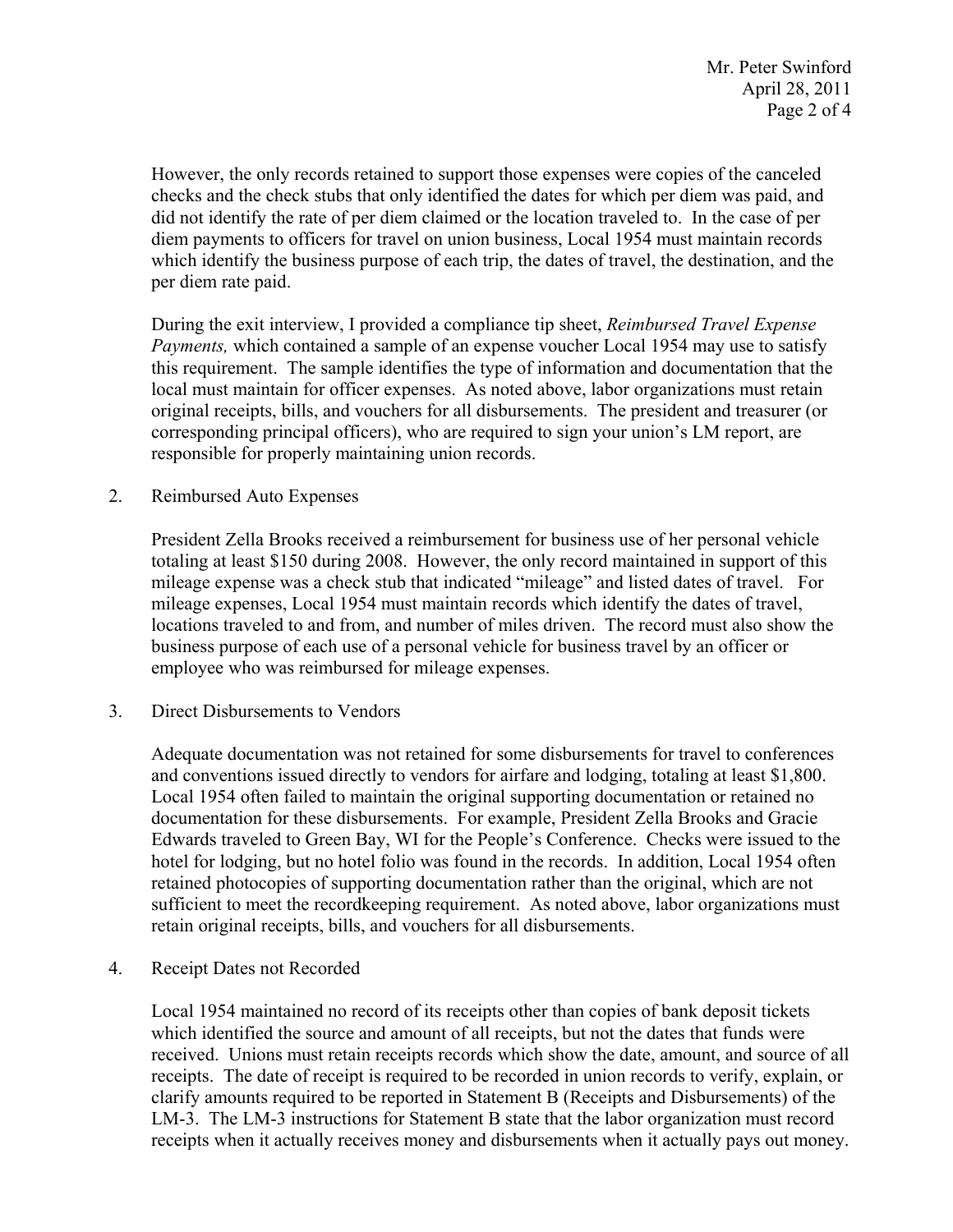However, the only records retained to support those expenses were copies of the canceled checks and the check stubs that only identified the dates for which per diem was paid, and did not identify the rate of per diem claimed or the location traveled to. In the case of per diem payments to officers for travel on union business, Local 1954 must maintain records which identify the business purpose of each trip, the dates of travel, the destination, and the per diem rate paid.

During the exit interview, I provided a compliance tip sheet, *Reimbursed Travel Expense Payments,* which contained a sample of an expense voucher Local 1954 may use to satisfy this requirement. The sample identifies the type of information and documentation that the local must maintain for officer expenses. As noted above, labor organizations must retain original receipts, bills, and vouchers for all disbursements. The president and treasurer (or corresponding principal officers), who are required to sign your union's LM report, are responsible for properly maintaining union records.

2. Reimbursed Auto Expenses

   President Zella Brooks received a reimbursement for business use of her personal vehicle totaling at least $150 during 2008. However, the only record maintained in support of this mileage expense was a check stub that indicated "mileage" and listed dates of travel. For mileage expenses, Local 1954 must maintain records which identify the dates of travel, locations traveled to and from, and number of miles driven. The record must also show the business purpose of each use of a personal vehicle for business travel by an officer or employee who was reimbursed for mileage expenses.

3. Direct Disbursements to Vendors

   Adequate documentation was not retained for some disbursements for travel to conferences and conventions issued directly to vendors for airfare and lodging, totaling at least $1,800. Local 1954 often failed to maintain the original supporting documentation or retained no documentation for these disbursements. For example, President Zella Brooks and Gracie Edwards traveled to Green Bay, WI for the People's Conference. Checks were issued to the hotel for lodging, but no hotel folio was found in the records. In addition, Local 1954 often retained photocopies of supporting documentation rather than the original, which are not sufficient to meet the recordkeeping requirement. As noted above, labor organizations must retain original receipts, bills, and vouchers for all disbursements.

4. Receipt Dates not Recorded

   Local 1954 maintained no record of its receipts other than copies of bank deposit tickets which identified the source and amount of all receipts, but not the dates that funds were received. Unions must retain receipts records which show the date, amount, and source of all receipts. The date of receipt is required to be recorded in union records to verify, explain, or clarify amounts required to be reported in Statement B (Receipts and Disbursements) of the LM-3. The LM-3 instructions for Statement B state that the labor organization must record receipts when it actually receives money and disbursements when it actually pays out money.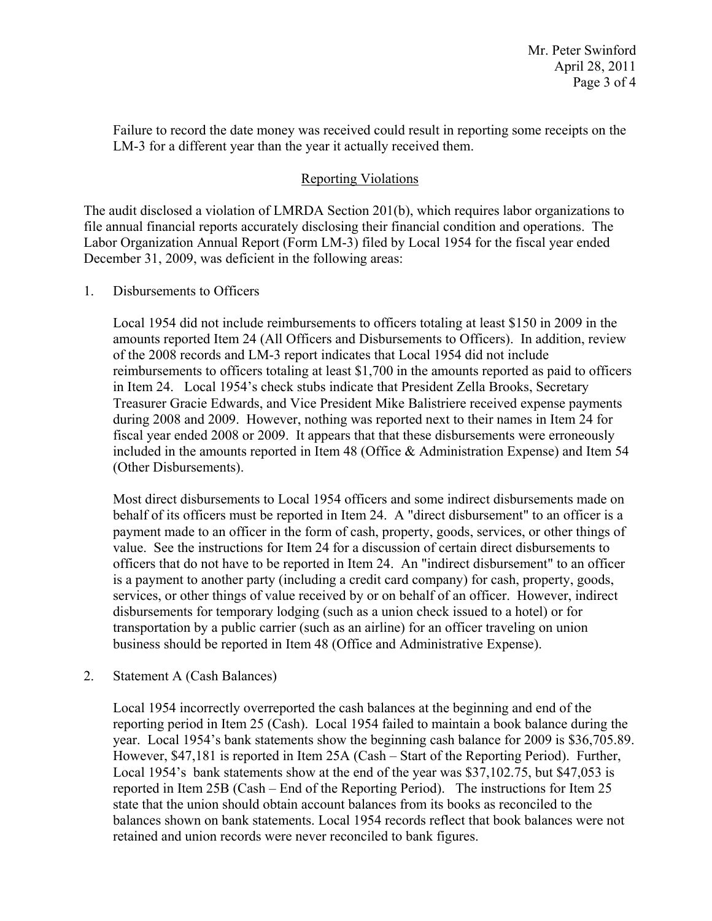Failure to record the date money was received could result in reporting some receipts on the LM-3 for a different year than the year it actually received them.

## Reporting Violations

The audit disclosed a violation of LMRDA Section 201(b), which requires labor organizations to file annual financial reports accurately disclosing their financial condition and operations. The Labor Organization Annual Report (Form LM-3) filed by Local 1954 for the fiscal year ended December 31, 2009, was deficient in the following areas:

1. Disbursements to Officers

   Local 1954 did not include reimbursements to officers totaling at least $150 in 2009 in the amounts reported Item 24 (All Officers and Disbursements to Officers). In addition, review of the 2008 records and LM-3 report indicates that Local 1954 did not include reimbursements to officers totaling at least $1,700 in the amounts reported as paid to officers in Item 24. Local 1954's check stubs indicate that President Zella Brooks, Secretary Treasurer Gracie Edwards, and Vice President Mike Balistriere received expense payments during 2008 and 2009. However, nothing was reported next to their names in Item 24 for fiscal year ended 2008 or 2009. It appears that that these disbursements were erroneously included in the amounts reported in Item 48 (Office & Administration Expense) and Item 54 (Other Disbursements).

   Most direct disbursements to Local 1954 officers and some indirect disbursements made on behalf of its officers must be reported in Item 24. A "direct disbursement" to an officer is a payment made to an officer in the form of cash, property, goods, services, or other things of value. See the instructions for Item 24 for a discussion of certain direct disbursements to officers that do not have to be reported in Item 24. An "indirect disbursement" to an officer is a payment to another party (including a credit card company) for cash, property, goods, services, or other things of value received by or on behalf of an officer. However, indirect disbursements for temporary lodging (such as a union check issued to a hotel) or for transportation by a public carrier (such as an airline) for an officer traveling on union business should be reported in Item 48 (Office and Administrative Expense).

2. Statement A (Cash Balances)

   Local 1954 incorrectly overreported the cash balances at the beginning and end of the reporting period in Item 25 (Cash). Local 1954 failed to maintain a book balance during the year. Local 1954's bank statements show the beginning cash balance for 2009 is $36,705.89. However, $47,181 is reported in Item 25A (Cash – Start of the Reporting Period). Further, Local 1954's bank statements show at the end of the year was $37,102.75, but $47,053 is reported in Item 25B (Cash – End of the Reporting Period). The instructions for Item 25 state that the union should obtain account balances from its books as reconciled to the balances shown on bank statements. Local 1954 records reflect that book balances were not retained and union records were never reconciled to bank figures.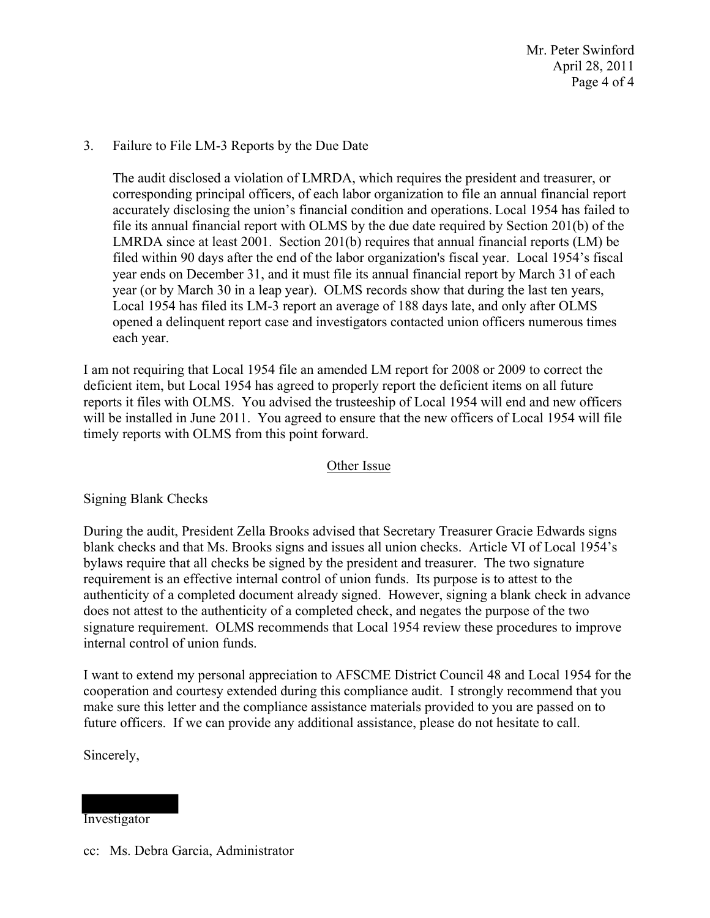3. Failure to File LM-3 Reports by the Due Date

   The audit disclosed a violation of LMRDA, which requires the president and treasurer, or corresponding principal officers, of each labor organization to file an annual financial report accurately disclosing the union's financial condition and operations. Local 1954 has failed to file its annual financial report with OLMS by the due date required by Section 201(b) of the LMRDA since at least 2001. Section 201(b) requires that annual financial reports (LM) be filed within 90 days after the end of the labor organization's fiscal year. Local 1954's fiscal year ends on December 31, and it must file its annual financial report by March 31 of each year (or by March 30 in a leap year). OLMS records show that during the last ten years, Local 1954 has filed its LM-3 report an average of 188 days late, and only after OLMS opened a delinquent report case and investigators contacted union officers numerous times each year.

I am not requiring that Local 1954 file an amended LM report for 2008 or 2009 to correct the deficient item, but Local 1954 has agreed to properly report the deficient items on all future reports it files with OLMS. You advised the trusteeship of Local 1954 will end and new officers will be installed in June 2011. You agreed to ensure that the new officers of Local 1954 will file timely reports with OLMS from this point forward.

## Other Issue

Signing Blank Checks

During the audit, President Zella Brooks advised that Secretary Treasurer Gracie Edwards signs blank checks and that Ms. Brooks signs and issues all union checks. Article VI of Local 1954's bylaws require that all checks be signed by the president and treasurer. The two signature requirement is an effective internal control of union funds. Its purpose is to attest to the authenticity of a completed document already signed. However, signing a blank check in advance does not attest to the authenticity of a completed check, and negates the purpose of the two signature requirement. OLMS recommends that Local 1954 review these procedures to improve internal control of union funds.

I want to extend my personal appreciation to AFSCME District Council 48 and Local 1954 for the cooperation and courtesy extended during this compliance audit. I strongly recommend that you make sure this letter and the compliance assistance materials provided to you are passed on to future officers. If we can provide any additional assistance, please do not hesitate to call.

Sincerely,

Investigator

cc: Ms. Debra Garcia, Administrator